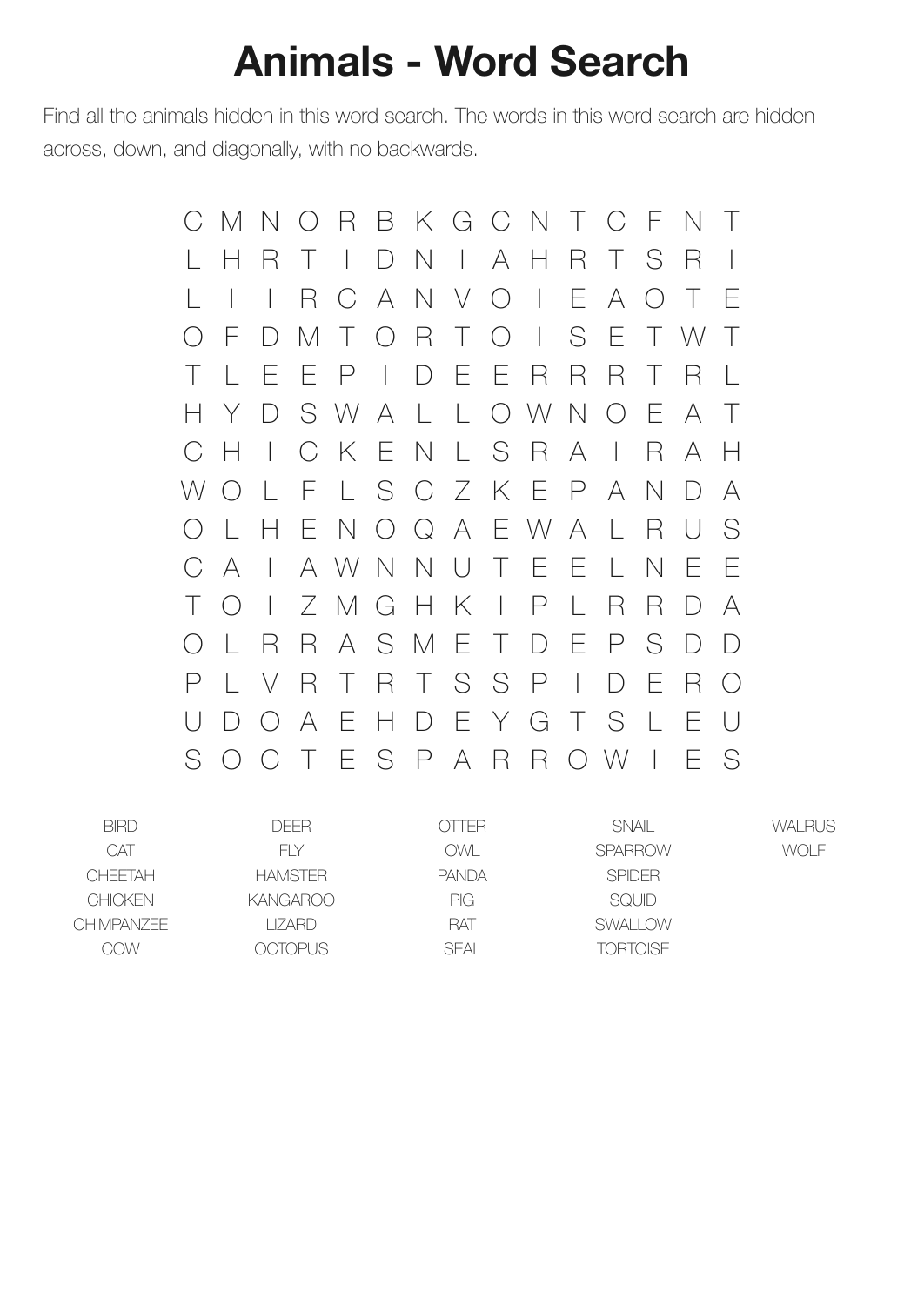# Animals - Word Search

Find all the animals hidden in this word search. The words in this word search are hidden across, down, and diagonally, with no backwards.

```
C M N O R B K G C N T C F N T
L H R T I D N I A H R T S R I
L I I R C A N V O I E A O T E
O F D M T O R T O I S E T W T
T L E E P I D E E R R R T R L
H Y D S W A L L O W N O E A T
C H I C K E N L S R A I R A H
W O L F L S C Z K E P A N D A
O L H E N O Q A E W A L R U S
C A I A W N N U T E E L N E E
T O I Z M G H K I P L R R D A
O L R R A S M E T D E P S D D
P L V R T R T S S P I D E R O
U D O A E H D E Y G T S L E U
S O C T E S P A R R O W I E S
```

| | | | | |
|---|---|---|---|---|
| BIRD | DEER | OTTER | SNAIL | WALRUS |
| CAT | FLY | OWL | SPARROW | WOLF |
| CHEETAH | HAMSTER | PANDA | SPIDER | |
| CHICKEN | KANGAROO | PIG | SQUID | |
| CHIMPANZEE | LIZARD | RAT | SWALLOW | |
| COW | OCTOPUS | SEAL | TORTOISE | |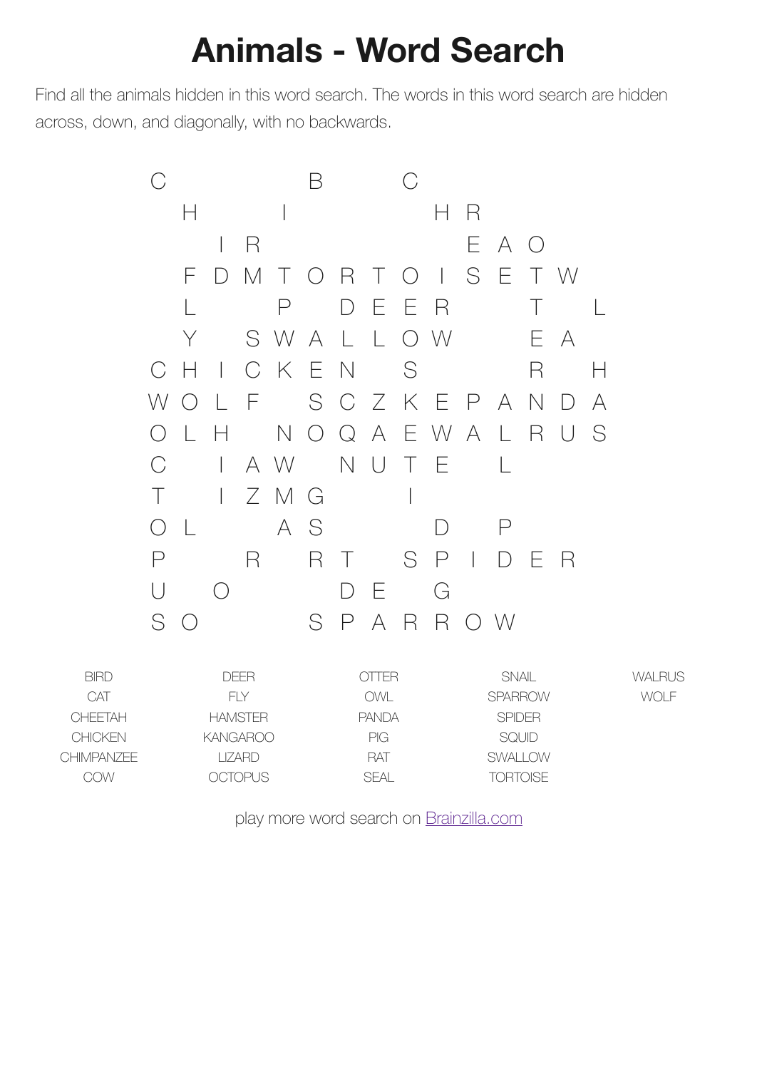# Animals - Word Search

Find all the animals hidden in this word search. The words in this word search are hidden across, down, and diagonally, with no backwards.

| | | | | | | | | | | | | | | |
|---|---|---|---|---|---|---|---|---|---|---|---|---|---|---|
| C | | | | | B | | | C | | | | | | |
| | H | | | I | | | | | H | R | | | | |
| | | I | R | | | | | | | E | A | O | | |
| | F | D | M | T | O | R | T | O | I | S | E | T | W | |
| | L | | | P | | D | E | E | R | | | T | | L |
| | Y | | S | W | A | L | L | O | W | | | E | A | |
| C | H | I | C | K | E | N | | S | | | | R | | H |
| W | O | L | F | | S | C | Z | K | E | P | A | N | D | A |
| O | L | H | | N | O | Q | A | E | W | A | L | R | U | S |
| C | | I | A | W | | N | U | T | E | | L | | | |
| T | | I | Z | M | G | | | I | | | | | | |
| O | L | | | A | S | | | | D | | P | | | |
| P | | | R | | R | T | | S | P | I | D | E | R | |
| U | | O | | | | D | E | | G | | | | | |
| S | O | | | | S | P | A | R | R | O | W | | | |

| | | | | |
|---|---|---|---|---|
| BIRD | DEER | OTTER | SNAIL | WALRUS |
| CAT | FLY | OWL | SPARROW | WOLF |
| CHEETAH | HAMSTER | PANDA | SPIDER | |
| CHICKEN | KANGAROO | PIG | SQUID | |
| CHIMPANZEE | LIZARD | RAT | SWALLOW | |
| COW | OCTOPUS | SEAL | TORTOISE | |

play more word search on Brainzilla.com